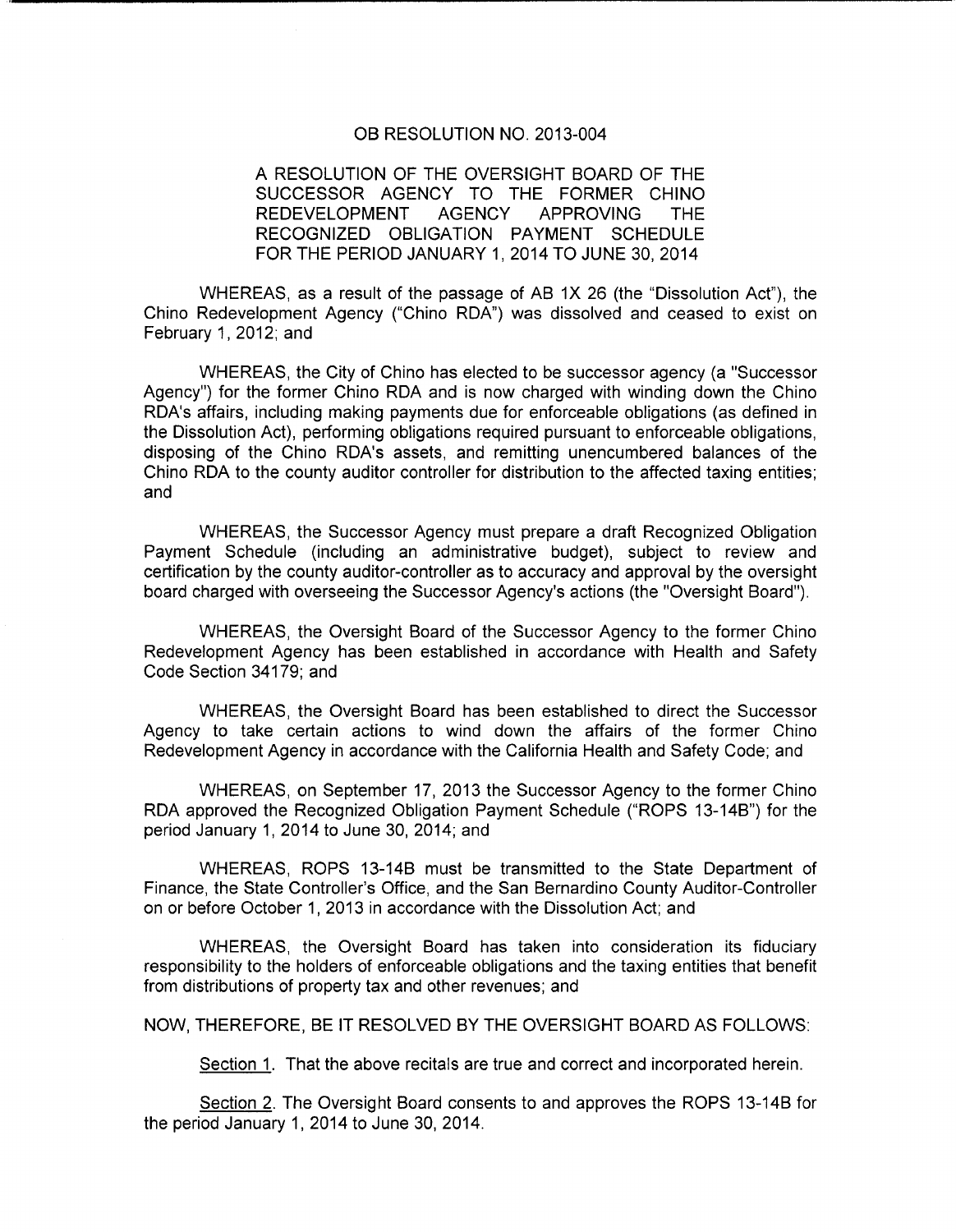# OB RESOLUTION NO. 2013-004

## A RESOLUTION OF THE OVERSIGHT BOARD OF THE SUCCESSOR AGENCY TO THE FORMER CHINO REDEVELOPMENT AGENCY APPROVING THE RECOGNIZED OBLIGATION PAYMENT SCHEDULE FOR THE PERIOD JANUARY 1, 2014 TO JUNE 30, 2014

WHEREAS, as a result of the passage of AB 1X 26 (the "Dissolution Act"), the Chino Redevelopment Agency ("Chino RDA") was dissolved and ceased to exist on February 1, 2012; and

WHEREAS, the City of Chino has elected to be successor agency (a "Successor Agency") for the former Chino RDA and is now charged with winding down the Chino RDA's affairs, including making payments due for enforceable obligations (as defined in the Dissolution Act), performing obligations required pursuant to enforceable obligations, disposing of the Chino RDA's assets, and remitting unencumbered balances of the Chino RDA to the county auditor controller for distribution to the affected taxing entities; and

WHEREAS, the Successor Agency must prepare a draft Recognized Obligation Payment Schedule (including an administrative budget), subject to review and certification by the county auditor-controller as to accuracy and approval by the oversight board charged with overseeing the Successor Agency's actions (the "Oversight Board").

WHEREAS, the Oversight Board of the Successor Agency to the former Chino Redevelopment Agency has been established in accordance with Health and Safety Code Section 34179; and

WHEREAS, the Oversight Board has been established to direct the Successor Agency to take certain actions to wind down the affairs of the former Chino Redevelopment Agency in accordance with the California Health and Safety Code; and

WHEREAS, on September 17, 2013 the Successor Agency to the former Chino RDA approved the Recognized Obligation Payment Schedule ("ROPS 13-14B") for the period January 1, 2014 to June 30, 2014; and

WHEREAS, ROPS 13-14B must be transmitted to the State Department of Finance, the State Controller's Office, and the San Bernardino County Auditor-Controller on or before October 1, 2013 in accordance with the Dissolution Act; and

WHEREAS, the Oversight Board has taken into consideration its fiduciary responsibility to the holders of enforceable obligations and the taxing entities that benefit from distributions of property tax and other revenues; and

NOW, THEREFORE, BE IT RESOLVED BY THE OVERSIGHT BOARD AS FOLLOWS:

Section 1. That the above recitals are true and correct and incorporated herein.

Section 2. The Oversight Board consents to and approves the ROPS 13-14B for the period January 1, 2014 to June 30, 2014.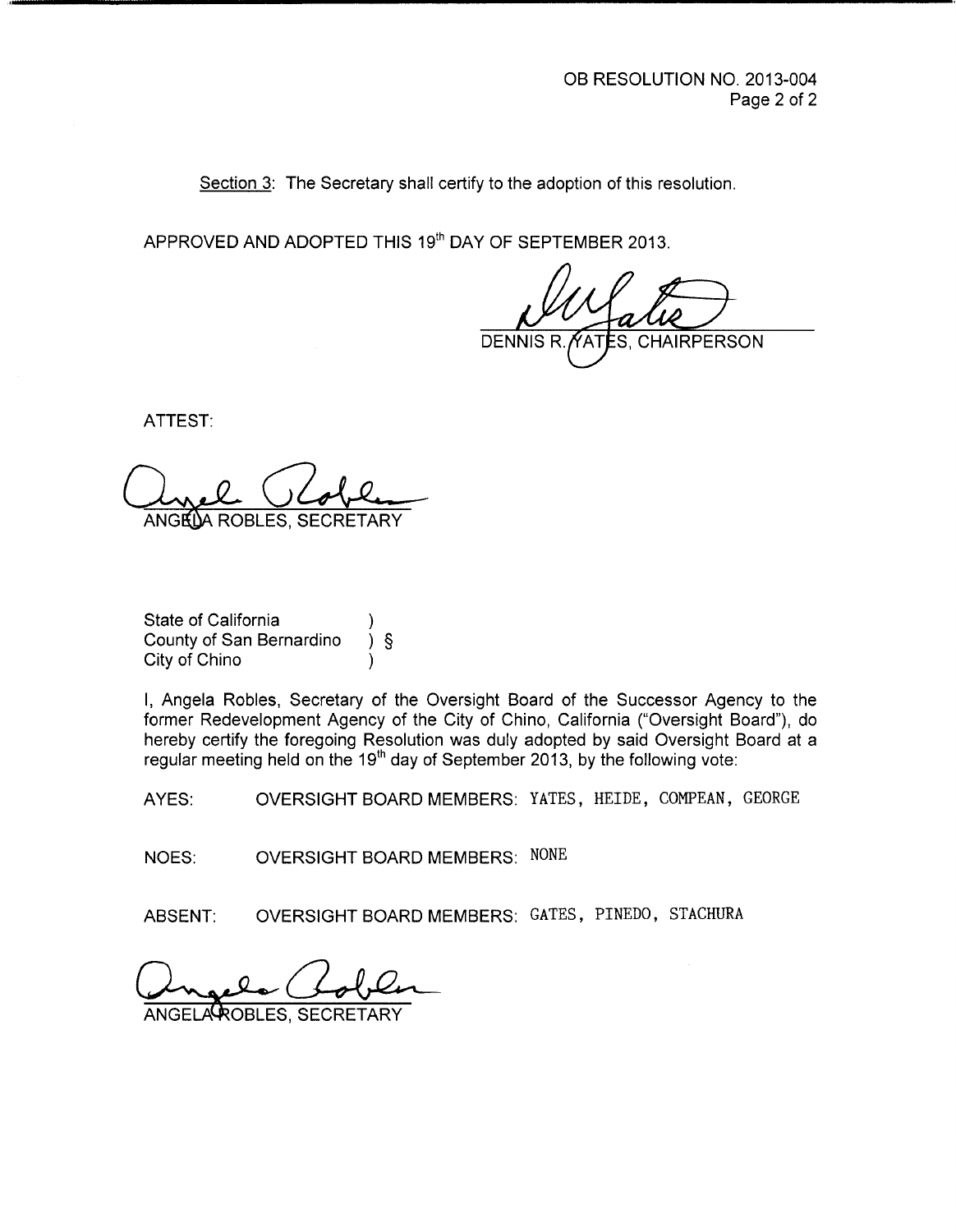OB RESOLUTION NO. 2013-004

Section 3: The Secretary shall certify to the adoption of this resolution.

APPROVED AND ADOPTED THIS 19th DAY OF SEPTEMBER 2013.

DENNIS R. YATES, CHAIRPERSON

ATTEST:

ANGELA ROBLES, SECRETARY

State of California )
County of San Bernardino ) §
City of Chino )

I, Angela Robles, Secretary of the Oversight Board of the Successor Agency to the former Redevelopment Agency of the City of Chino, California ("Oversight Board"), do hereby certify the foregoing Resolution was duly adopted by said Oversight Board at a regular meeting held on the 19th day of September 2013, by the following vote:

AYES: OVERSIGHT BOARD MEMBERS: YATES, HEIDE, COMPEAN, GEORGE

NOES: OVERSIGHT BOARD MEMBERS: NONE

ABSENT: OVERSIGHT BOARD MEMBERS: GATES, PINEDO, STACHURA

ANGELA ROBLES, SECRETARY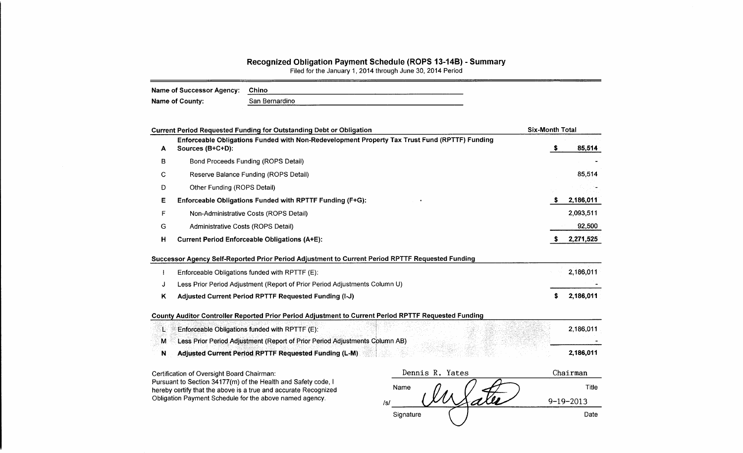## Recognized Obligation Payment Schedule (ROPS 13-14B) - Summary

Filed for the January 1, 2014 through June 30, 2014 Period

**Name of Successor Agency:** Chino

**Name of County:** San Bernardino

| | Current Period Requested Funding for Outstanding Debt or Obligation | Six-Month Total |
|---|---|---|
| **A** | **Enforceable Obligations Funded with Non-Redevelopment Property Tax Trust Fund (RPTTF) Funding Sources (B+C+D):** | **$ 85,514** |
| B | Bond Proceeds Funding (ROPS Detail) | - |
| C | Reserve Balance Funding (ROPS Detail) | 85,514 |
| D | Other Funding (ROPS Detail) | - |
| **E** | **Enforceable Obligations Funded with RPTTF Funding (F+G):** | **$ 2,186,011** |
| F | Non-Administrative Costs (ROPS Detail) | 2,093,511 |
| G | Administrative Costs (ROPS Detail) | 92,500 |
| **H** | **Current Period Enforceable Obligations (A+E):** | **$ 2,271,525** |

| | Successor Agency Self-Reported Prior Period Adjustment to Current Period RPTTF Requested Funding | |
|---|---|---|
| I | Enforceable Obligations funded with RPTTF (E): | 2,186,011 |
| J | Less Prior Period Adjustment (Report of Prior Period Adjustments Column U) | - |
| **K** | **Adjusted Current Period RPTTF Requested Funding (I-J)** | **$ 2,186,011** |

| | County Auditor Controller Reported Prior Period Adjustment to Current Period RPTTF Requested Funding | |
|---|---|---|
| L | Enforceable Obligations funded with RPTTF (E): | 2,186,011 |
| M | Less Prior Period Adjustment (Report of Prior Period Adjustments Column AB) | - |
| **N** | **Adjusted Current Period RPTTF Requested Funding (L-M)** | **2,186,011** |

Certification of Oversight Board Chairman:
Pursuant to Section 34177(m) of the Health and Safety code, I hereby certify that the above is a true and accurate Recognized Obligation Payment Schedule for the above named agency.

| Dennis R. Yates | Chairman |
|---|---|
| Name | Title |
| /s/ [signature] | 9-19-2013 |
| Signature | Date |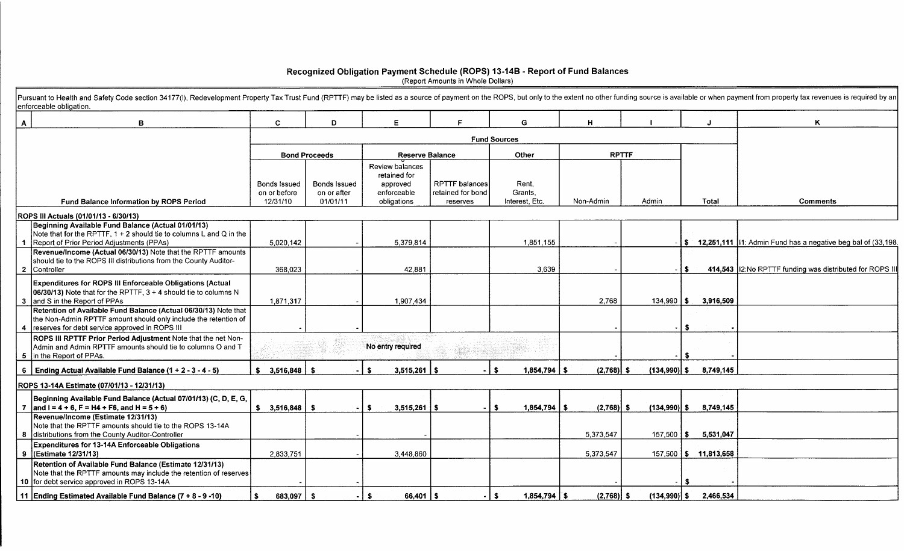## Recognized Obligation Payment Schedule (ROPS) 13-14B - Report of Fund Balances

(Report Amounts in Whole Dollars)

Pursuant to Health and Safety Code section 34177(l), Redevelopment Property Tax Trust Fund (RPTTF) may be listed as a source of payment on the ROPS, but only to the extent no other funding source is available or when payment from property tax revenues is required by an enforceable obligation.

| A | B | C | D | E | F | G | H | I | J | K |
|---|---|---|---|---|---|---|---|---|---|---|
| | | Fund Sources | | | | | | | | |
| | | Bond Proceeds | | Reserve Balance | | Other | RPTTF | | | |
| | Fund Balance Information by ROPS Period | Bonds Issued on or before 12/31/10 | Bonds Issued on or after 01/01/11 | Review balances retained for approved enforceable obligations | RPTTF balances retained for bond reserves | Rent, Grants, Interest, Etc. | Non-Admin | Admin | Total | Comments |
| | **ROPS III Actuals (01/01/13 - 6/30/13)** | | | | | | | | | |
| 1 | **Beginning Available Fund Balance (Actual 01/01/13)** Note that for the RPTTF, 1 + 2 should tie to columns L and Q in the Report of Prior Period Adjustments (PPAs) | 5,020,142 | - | 5,379,814 | | 1,851,155 | - | - | $ 12,251,111 | I1: Admin Fund has a negative beg bal of (33,198. |
| 2 | **Revenue/Income (Actual 06/30/13)** Note that the RPTTF amounts should tie to the ROPS III distributions from the County Auditor-Controller | 368,023 | - | 42,881 | | 3,639 | - | - | $ 414,543 | I2:No RPTTF funding was distributed for ROPS III |
| 3 | **Expenditures for ROPS III Enforceable Obligations (Actual 06/30/13)** Note that for the RPTTF, 3 + 4 should tie to columns N and S in the Report of PPAs | 1,871,317 | - | 1,907,434 | | | 2,768 | 134,990 | $ 3,916,509 | |
| 4 | **Retention of Available Fund Balance (Actual 06/30/13)** Note that the Non-Admin RPTTF amount should only include the retention of reserves for debt service approved in ROPS III | - | - | | | | - | - | $ - | |
| 5 | **ROPS III RPTTF Prior Period Adjustment** Note that the net Non-Admin and Admin RPTTF amounts should tie to columns O and T in the Report of PPAs. | | | No entry required | | | - | - | $ - | |
| 6 | **Ending Actual Available Fund Balance (1 + 2 - 3 - 4 - 5)** | $ 3,516,848 | $ - | $ 3,515,261 | $ - | $ 1,854,794 | $ (2,768) | $ (134,990) | $ 8,749,145 | |
| | **ROPS 13-14A Estimate (07/01/13 - 12/31/13)** | | | | | | | | | |
| 7 | **Beginning Available Fund Balance (Actual 07/01/13) (C, D, E, G, and I = 4 + 6, F = H4 + F6, and H = 5 + 6)** | $ 3,516,848 | $ - | $ 3,515,261 | $ - | $ 1,854,794 | $ (2,768) | $ (134,990) | $ 8,749,145 | |
| 8 | **Revenue/Income (Estimate 12/31/13)** Note that the RPTTF amounts should tie to the ROPS 13-14A distributions from the County Auditor-Controller | | - | - | | | 5,373,547 | 157,500 | $ 5,531,047 | |
| 9 | **Expenditures for 13-14A Enforceable Obligations (Estimate 12/31/13)** | 2,833,751 | - | 3,448,860 | | | 5,373,547 | 157,500 | $ 11,813,658 | |
| 10 | **Retention of Available Fund Balance (Estimate 12/31/13)** Note that the RPTTF amounts may include the retention of reserves for debt service approved in ROPS 13-14A | - | - | | | | - | - | $ - | |
| 11 | **Ending Estimated Available Fund Balance (7 + 8 - 9 -10)** | $ 683,097 | $ - | $ 66,401 | $ - | $ 1,854,794 | $ (2,768) | $ (134,990) | $ 2,466,534 | |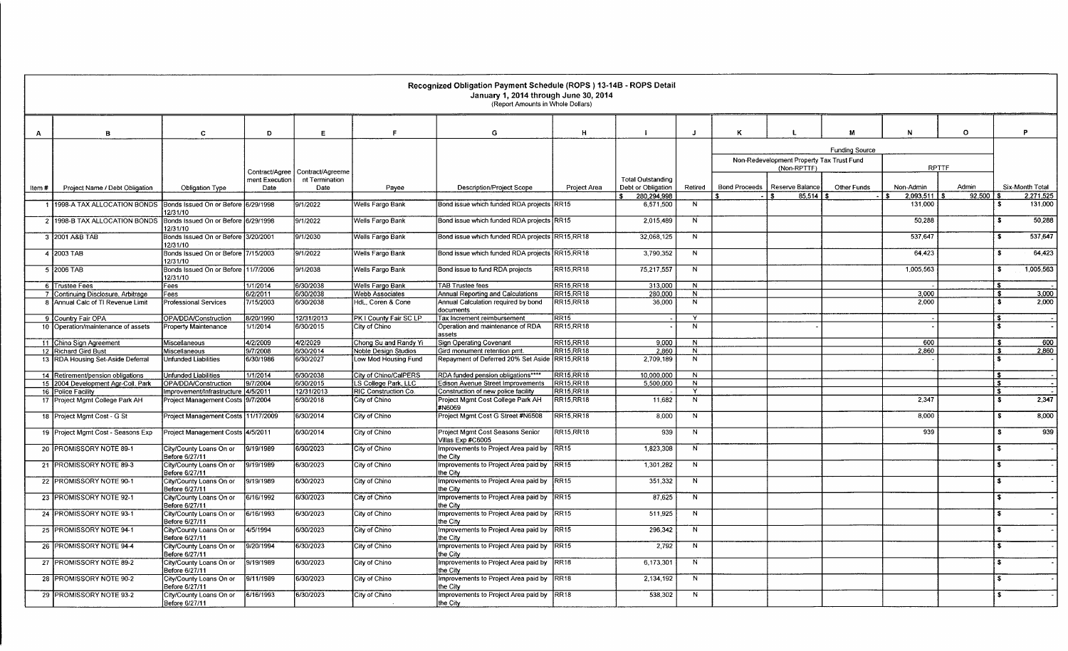# Recognized Obligation Payment Schedule (ROPS ) 13-14B - ROPS Detail

January 1, 2014 through June 30, 2014

(Report Amounts in Whole Dollars)

| A | B | C | D | E | F | G | H | I | J | K | L | M | N | O | P |
|---|---|---|---|---|---|---|---|---|---|---|---|---|---|---|---|
| | | | | | | | | | | Funding Source | | | | | |
| | | | | | | | | | | Non-Redevelopment Property Tax Trust Fund (Non-RPTTF) | | | RPTTF | | |
| Item # | Project Name / Debt Obligation | Obligation Type | Contract/Agreement Execution Date | Contract/Agreement Termination Date | Payee | Description/Project Scope | Project Area | Total Outstanding Debt or Obligation | Retired | Bond Proceeds | Reserve Balance | Other Funds | Non-Admin | Admin | Six-Month Total |
| | | | | | | | | $ 280,294,998 | | $ - | $ 85,514 | $ - | $ 2,093,511 | $ 92,500 | $ 2,271,525 |
| 1 | 1998-A TAX ALLOCATION BONDS | Bonds Issued On or Before 12/31/10 | 6/29/1998 | 9/1/2022 | Wells Fargo Bank | Bond issue which funded RDA projects | RR15 | 6,571,500 | N | | | | 131,000 | | $ 131,000 |
| 2 | 1998-B TAX ALLOCATION BONDS | Bonds Issued On or Before 12/31/10 | 6/29/1998 | 9/1/2022 | Wells Fargo Bank | Bond issue which funded RDA projects | RR15 | 2,015,489 | N | | | | 50,288 | | $ 50,288 |
| 3 | 2001 A&B TAB | Bonds Issued On or Before 12/31/10 | 3/20/2001 | 9/1/2030 | Wells Fargo Bank | Bond issue which funded RDA projects | RR15,RR18 | 32,068,125 | N | | | | 537,647 | | $ 537,647 |
| 4 | 2003 TAB | Bonds Issued On or Before 12/31/10 | 7/15/2003 | 9/1/2022 | Wells Fargo Bank | Bond issue which funded RDA projects | RR15,RR18 | 3,790,352 | N | | | | 64,423 | | $ 64,423 |
| 5 | 2006 TAB | Bonds Issued On or Before 12/31/10 | 11/7/2006 | 9/1/2038 | Wells Fargo Bank | Bond issue to fund RDA projects | RR15,RR18 | 75,217,557 | N | | | | 1,005,563 | | $ 1,005,563 |
| 6 | Trustee Fees | Fees | 1/1/2014 | 6/30/2038 | Wells Fargo Bank | TAB Trustee fees | RR15,RR18 | 313,000 | N | | | | - | | $ - |
| 7 | Continuing Disclosure, Arbitrage | Fees | 6/2/2011 | 6/30/2038 | Webb Associates | Annual Reporting and Calculations | RR15,RR18 | 280,000 | N | | | | 3,000 | | $ 3,000 |
| 8 | Annual Calc of TI Revenue Limit | Professional Services | 7/15/2003 | 6/30/2038 | HdL, Coren & Cone | Annual Calculation required by bond documents | RR15,RR18 | 36,000 | N | | | | 2,000 | | $ 2,000 |
| 9 | Country Fair OPA | OPA/DDA/Construction | 8/20/1990 | 12/31/2013 | PK I County Fair SC LP | Tax Increment reimbursement | RR15 | - | Y | | | | - | | $ - |
| 10 | Operation/maintenance of assets | Property Maintenance | 1/1/2014 | 6/30/2015 | City of Chino | Operation and maintenance of RDA assets | RR15,RR18 | - | N | | - | | - | | $ - |
| 11 | Chino Sign Agreement | Miscellaneous | 4/2/2009 | 4/2/2029 | Chong Su and Randy Yi | Sign Operating Covenant | RR15,RR18 | 9,000 | N | | | | 600 | | $ 600 |
| 12 | Richard Gird Bust | Miscellaneous | 9/7/2008 | 6/30/2014 | Noble Design Studios | Gird monument retention pmt. | RR15,RR18 | 2,860 | N | | | | 2,860 | | $ 2,860 |
| 13 | RDA Housing Set-Aside Deferral | Unfunded Liabilities | 6/30/1986 | 6/30/2027 | Low Mod Housing Fund | Repayment of Deferred 20% Set Aside | RR15,RR18 | 2,709,189 | N | | | | - | | $ - |
| 14 | Retirement/pension obligations | Unfunded Liabilities | 1/1/2014 | 6/30/2038 | City of Chino/CalPERS | RDA funded pension obligations**** | RR15,RR18 | 10,000,000 | N | | | | | | $ - |
| 15 | 2004 Development Agr-Coll. Park | OPA/DDA/Construction | 9/7/2004 | 6/30/2015 | LS College Park, LLC | Edison Avenue Street Improvements | RR15,RR18 | 5,500,000 | N | | | | | | $ - |
| 16 | Police Facility | Improvement/Infrastructure | 4/5/2011 | 12/31/2013 | RIC Construction Co. | Construction of new police facility | RR15,RR18 | - | Y | | | | | | $ - |
| 17 | Project Mgmt College Park AH | Project Management Costs | 9/7/2004 | 6/30/2018 | City of Chino | Project Mgmt Cost College Park AH #N6069 | RR15,RR18 | 11,682 | N | | | | 2,347 | | $ 2,347 |
| 18 | Project Mgmt Cost - G St | Project Management Costs | 11/17/2009 | 6/30/2014 | City of Chino | Project Mgmt Cost G Street #N6508 | RR15,RR18 | 8,000 | N | | | | 8,000 | | $ 8,000 |
| 19 | Project Mgmt Cost - Seasons Exp | Project Management Costs | 4/5/2011 | 6/30/2014 | City of Chino | Project Mgmt Cost Seasons Senior Villas Exp #C6005 | RR15,RR18 | 939 | N | | | | 939 | | $ 939 |
| 20 | PROMISSORY NOTE 89-1 | City/County Loans On or Before 6/27/11 | 9/19/1989 | 6/30/2023 | City of Chino | Improvements to Project Area paid by the City | RR15 | 1,823,308 | N | | | | | | $ - |
| 21 | PROMISSORY NOTE 89-3 | City/County Loans On or Before 6/27/11 | 9/19/1989 | 6/30/2023 | City of Chino | Improvements to Project Area paid by the City | RR15 | 1,301,282 | N | | | | | | $ - |
| 22 | PROMISSORY NOTE 90-1 | City/County Loans On or Before 6/27/11 | 9/19/1989 | 6/30/2023 | City of Chino | Improvements to Project Area paid by the City | RR15 | 351,332 | N | | | | | | $ - |
| 23 | PROMISSORY NOTE 92-1 | City/County Loans On or Before 6/27/11 | 6/16/1992 | 6/30/2023 | City of Chino | Improvements to Project Area paid by the City | RR15 | 87,625 | N | | | | | | $ - |
| 24 | PROMISSORY NOTE 93-1 | City/County Loans On or Before 6/27/11 | 6/16/1993 | 6/30/2023 | City of Chino | Improvements to Project Area paid by the City | RR15 | 511,925 | N | | | | | | $ - |
| 25 | PROMISSORY NOTE 94-1 | City/County Loans On or Before 6/27/11 | 4/5/1994 | 6/30/2023 | City of Chino | Improvements to Project Area paid by the City | RR15 | 296,342 | N | | | | | | $ - |
| 26 | PROMISSORY NOTE 94-4 | City/County Loans On or Before 6/27/11 | 9/20/1994 | 6/30/2023 | City of Chino | Improvements to Project Area paid by the City | RR15 | 2,792 | N | | | | | | $ - |
| 27 | PROMISSORY NOTE 89-2 | City/County Loans On or Before 6/27/11 | 9/19/1989 | 6/30/2023 | City of Chino | Improvements to Project Area paid by the City | RR18 | 6,173,301 | N | | | | | | $ - |
| 28 | PROMISSORY NOTE 90-2 | City/County Loans On or Before 6/27/11 | 9/11/1989 | 6/30/2023 | City of Chino | Improvements to Project Area paid by the City | RR18 | 2,134,192 | N | | | | | | $ - |
| 29 | PROMISSORY NOTE 93-2 | City/County Loans On or Before 6/27/11 | 6/16/1993 | 6/30/2023 | City of Chino | Improvements to Project Area paid by the City | RR18 | 538,302 | N | | | | | | $ - |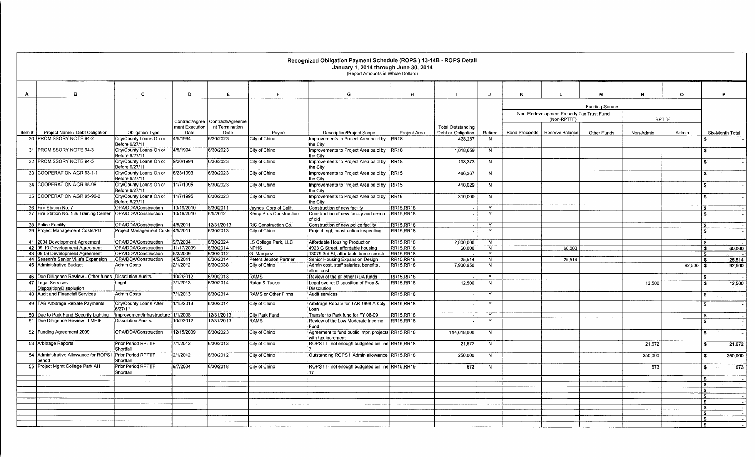# Recognized Obligation Payment Schedule (ROPS ) 13-14B - ROPS Detail

## January 1, 2014 through June 30, 2014

(Report Amounts in Whole Dollars)

| A | B | C | D | E | F | G | H | I | J | K | L | M | N | O | P |
|---|---|---|---|---|---|---|---|---|---|---|---|---|---|---|---|
| | | | | | | | | | | Funding Source | | | | | |
| | | | | | | | | | | Non-Redevelopment Property Tax Trust Fund (Non-RPTTF) | | | RPTTF | | |
| Item # | Project Name / Debt Obligation | Obligation Type | Contract/Agreement Execution Date | Contract/Agreement Termination Date | Payee | Description/Project Scope | Project Area | Total Outstanding Debt or Obligation | Retired | Bond Proceeds | Reserve Balance | Other Funds | Non-Admin | Admin | Six-Month Total |
| 30 | PROMISSORY NOTE 94-2 | City/County Loans On or Before 6/27/11 | 4/5/1994 | 6/30/2023 | City of Chino | Improvements to Project Area paid by the City | RR18 | 428,267 | N | | | | | | $ - |
| 31 | PROMISSORY NOTE 94-3 | City/County Loans On or Before 6/27/11 | 4/5/1994 | 6/30/2023 | City of Chino | Improvements to Project Area paid by the City | RR18 | 1,018,659 | N | | | | | | $ - |
| 32 | PROMISSORY NOTE 94-5 | City/County Loans On or Before 6/27/11 | 9/20/1994 | 6/30/2023 | City of Chino | Improvements to Project Area paid by the City | RR18 | 198,373 | N | | | | | | $ - |
| 33 | COOPERATION AGR 93-1-1 | City/County Loans On or Before 6/27/11 | 6/23/1993 | 6/30/2023 | City of Chino | Improvements to Project Area paid by the City | RR15 | 486,267 | N | | | | | | $ - |
| 34 | COOPERATION AGR 95-96 | City/County Loans On or Before 6/27/11 | 11/7/1995 | 6/30/2023 | City of Chino | Improvements to Project Area paid by the City | RR15 | 410,029 | N | | | | | | $ - |
| 35 | COOPERATION AGR 95-96-2 | City/County Loans On or Before 6/27/11 | 11/7/1995 | 6/30/2023 | City of Chino | Improvements to Project Area paid by the City | RR18 | 310,000 | N | | | | | | $ - |
| 36 | Fire Station No. 7 | OPA/DDA/Construction | 10/19/2010 | 8/30/2011 | Jaynes Corp of Calif. | Construction of new facility | RR15,RR18 | - | Y | | | | | | $ - |
| 37 | Fire Station No. 1 & Training Center | OPA/DDA/Construction | 10/19/2010 | 6/5/2012 | Kemp Bros Construction | Construction of new facility and demo of old | RR15,RR18 | - | Y | | | | | | $ - |
| 38 | Police Facility | OPA/DDA/Construction | 4/5/2011 | 12/31/2013 | RIC Construction Co. | Construction of new police facility | RR15,RR18 | - | Y | | | | | | $ - |
| 39 | Project Management Costs/PD | Project Management Costs | 4/5/2011 | 6/30/2013 | City of Chino | Project mgt, construction inspection | RR15,RR18 | - | Y | | | | | | $ - |
| 41 | 2004 Development Agreement | OPA/DDA/Construction | 9/7/2004 | 6/30/2024 | LS College Park, LLC | Affordable Housing Production | RR15,RR18 | 2,800,000 | N | | | | | | $ - |
| 42 | 09-10 Development Agreement | OPA/DDA/Construction | 11/17/2009 | 6/30/2014 | NPHS | 4923 G Street, affordable housing | RR15,RR18 | 60,000 | N | | 60,000 | | | | $ 60,000 |
| 43 | 08-09 Development Agreement | OPA/DDA/Construction | 6/2/2009 | 6/30/2012 | G. Marquez | 13079 3rd St, affordable home constr. | RR15,RR18 | - | Y | | | | | | $ - |
| 44 | Season's Senior Villa's Expansion | OPA/DDA/Construction | 4/5/2011 | 6/30/2014 | Peters Jepson Partner | Senior Housing Expansion Design | RR15,RR18 | 25,514 | N | | 25,514 | | | | $ 25,514 |
| 45 | Administrative Budget | Admin Costs | 2/1/2012 | 6/30/2038 | City of Chino | Admin cost, staff salaries, benefits, alloc. cost | RR15,RR18 | 7,900,950 | N | | | | | 92,500 | $ 92,500 |
| 46 | Due Dilligence Review - Other funds | Dissolution Audits | 10/2/2012 | 6/30/2013 | RAMS | Review of the all other RDA funds | RR15,RR18 | - | Y | | | | | | $ - |
| 47 | Legal Services-Disposition/Dissolution | Legal | 7/1/2013 | 6/30/2014 | Rutan & Tucker | Legal svc re: Disposition of Prop.& Dissolution | RR15,RR18 | 12,500 | N | | | | 12,500 | | $ 12,500 |
| 48 | Audit and Financial Services | Admin Costs | 7/1/2013 | 6/30/2014 | RAMS or Other Firms | Audit services | RR15,RR18 | - | Y | | | | | | $ - |
| 49 | TAB Arbitrage Rebate Payments | City/County Loans After 6/27/11 | 1/15/2013 | 6/30/2014 | City of Chino | Arbitrage Rebate for TAB 1998 A-City Loan | RR15,RR18 | - | Y | | | | | | $ - |
| 50 | Due to Park Fund Security Lighting | Improvement/Infrastructure | 1/1/2008 | 12/31/2013 | City Park Fund | Transfer to Park fund for FY 08-09 | RR15,RR18 | - | Y | | | | | | $ - |
| 51 | Due Dilligence Review - LMHIF | Dissolution Audits | 10/2/2012 | 12/31/2013 | RAMS | Review of the Low Moderate Income Fund | RR15,RR18 | - | Y | | | | | | $ - |
| 52 | Funding Agreement 2009 | OPA/DDA/Construction | 12/15/2009 | 6/30/2023 | City of Chino | Agreement to fund public impr. projects with tax increment | RR15,RR18 | 114,618,000 | N | | | | | | $ - |
| 53 | Arbitrage Reports | Prior Period RPTTF Shortfall | 7/1/2012 | 6/30/2013 | City of Chino | ROPS III - not enough budgeted on line 7 | RR15,RR18 | 21,672 | N | | | | 21,672 | | $ 21,672 |
| 54 | Administrative Allowance for ROPS I period | Prior Period RPTTF Shortfall | 2/1/2012 | 6/30/2012 | City of Chino | Outstanding ROPS I Admin allowance | RR15,RR18 | 250,000 | N | | | | 250,000 | | $ 250,000 |
| 55 | Project Mgmt College Park AH | Prior Period RPTTF Shortfall | 9/7/2004 | 6/30/2018 | City of Chino | ROPS III - not enough budgeted on line 17 | RR15,RR19 | 673 | N | | | | 673 | | $ 673 |
| | | | | | | | | | | | | | | | $ - |
| | | | | | | | | | | | | | | | $ - |
| | | | | | | | | | | | | | | | $ - |
| | | | | | | | | | | | | | | | $ - |
| | | | | | | | | | | | | | | | $ - |
| | | | | | | | | | | | | | | | $ - |
| | | | | | | | | | | | | | | | $ - |
| | | | | | | | | | | | | | | | $ - |
| | | | | | | | | | | | | | | | $ - |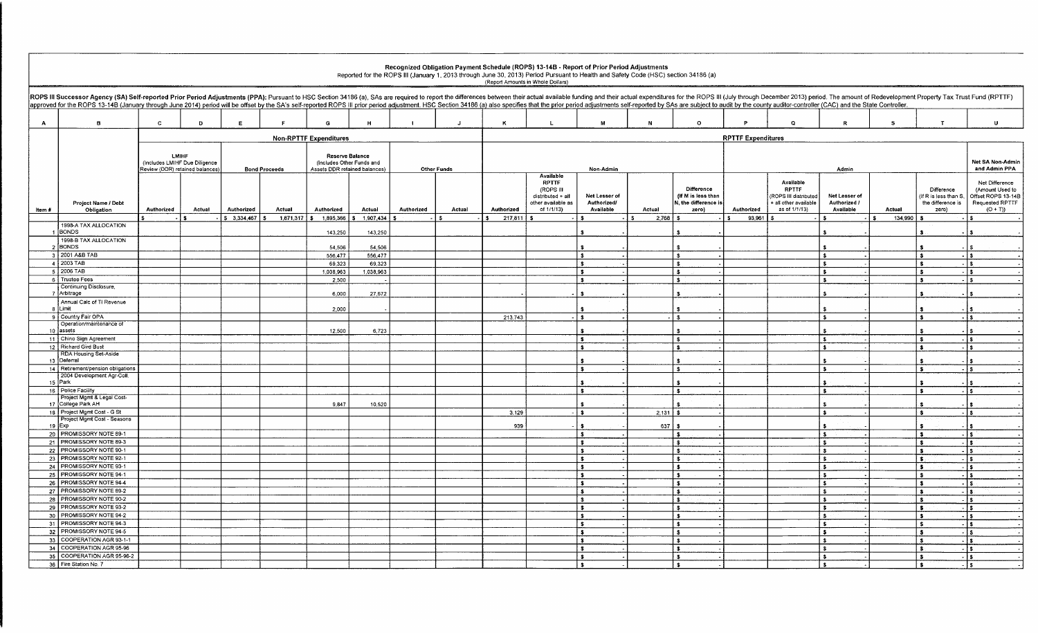# Recognized Obligation Payment Schedule (ROPS) 13-14B - Report of Prior Period Adjustments

Reported for the ROPS III (January 1, 2013 through June 30, 2013) Period Pursuant to Health and Safety Code (HSC) section 34186 (a)

(Report Amounts in Whole Dollars)

ROPS III Successor Agency (SA) Self-reported Prior Period Adjustments (PPA): Pursuant to HSC Section 34186 (a), SAs are required to report the differences between their actual available funding and their actual expenditures for the ROPS III (July through December 2013) period. The amount of Redevelopment Property Tax Trust Fund (RPTTF) approved for the ROPS 13-14B (January through June 2014) period will be offset by the SA's self-reported ROPS III prior period adjustment. HSC Section 34186 (a) also specifies that the prior period adjustments self-reported by SAs are subject to audit by the county auditor-controller (CAC) and the State Controller.

| A | B | C | D | E | F | G | H | I | J | K | L | M | N | O | P | Q | R | S | T | U |
|---|---|---|---|---|---|---|---|---|---|---|---|---|---|---|---|---|---|---|---|---|
| | | Non-RPTTF Expenditures | | | | | | | | RPTTF Expenditures | | | | | | | | | | |
| | | LMIHF (Includes LMIHF Due Diligence Review (DDR) retained balances) | | Bond Proceeds | | Reserve Balance (Includes Other Funds and Assets DDR retained balances) | | Other Funds | | Non-Admin | | | | | Admin | | | | | Net SA Non-Admin and Admin PPA |
| Item # | Project Name / Debt Obligation | Authorized | Actual | Authorized | Actual | Authorized | Actual | Authorized | Actual | Authorized | Available RPTTF (ROPS III distributed + all other available as of 1/1/13) | Net Lesser of Authorized/ Available | Actual | Difference (If M is less than N, the difference is zero) | Authorized | Available RPTTF (ROPS III distributed + all other available as of 1/1/13) | Net Lesser of Authorized / Available | Actual | Difference (If R is less than S, the difference is zero) | Net Difference (Amount Used to Offset ROPS 13-14B Requested RPTTF (O + T)) |
| | | $ - | $ - | $ 3,334,467 | $ 1,671,317 | $ 1,895,366 | $ 1,907,434 | $ - | $ - | $ 217,811 | $ - | $ - | $ 2,768 | $ - | $ 93,961 | $ - | $ - | $ 134,990 | $ - | $ - |
| 1 | 1998-A TAX ALLOCATION BONDS | | | | | 143,250 | 143,250 | | | | | $ - | | $ - | | | $ - | | $ - | $ - |
| 2 | 1998-B TAX ALLOCATION BONDS | | | | | 54,506 | 54,506 | | | | | $ - | | $ - | | | $ - | | $ - | $ - |
| 3 | 2001 A&B TAB | | | | | 556,477 | 556,477 | | | | | $ - | | $ - | | | $ - | | $ - | $ - |
| 4 | 2003 TAB | | | | | 69,323 | 69,323 | | | | | $ - | | $ - | | | $ - | | $ - | $ - |
| 5 | 2006 TAB | | | | | 1,038,963 | 1,038,963 | | | | | $ - | | $ - | | | $ - | | $ - | $ - |
| 6 | Trustee Fees | | | | | 2,500 | - | | | | | $ - | | $ - | | | $ - | | $ - | $ - |
| 7 | Continuing Disclosure, Arbitrage | | | | | 6,000 | 27,672 | | | - | - | $ - | | $ - | | | $ - | | $ - | $ - |
| 8 | Annual Calc of TI Revenue Limit | | | | | 2,000 | - | | | | | $ - | | $ - | | | $ - | | $ - | $ - |
| 9 | Country Fair OPA | | | | | | | | | 213,743 | - | $ - | - | $ - | | | $ - | | $ - | $ - |
| 10 | Operation/maintenance of assets | | | | | 12,500 | 6,723 | | | | | $ - | | $ - | | | $ - | | $ - | $ - |
| 11 | Chino Sign Agreement | | | | | | | | | | | $ - | | $ - | | | $ - | | $ - | $ - |
| 12 | Richard Gird Bust | | | | | | | | | | | $ - | | $ - | | | $ - | | $ - | $ - |
| 13 | RDA Housing Set-Aside Deferral | | | | | | | | | | | $ - | | $ - | | | $ - | | $ - | $ - |
| 14 | Retirement/pension obligations | | | | | | | | | | | $ - | | $ - | | | $ - | | $ - | $ - |
| 15 | 2004 Development Agr-Coll. Park | | | | | | | | | | | $ - | | $ - | | | $ - | | $ - | $ - |
| 16 | Police Facility | | | | | | | | | | | $ - | | $ - | | | $ - | | $ - | $ - |
| 17 | Project Mgmt & Legal Cost-College Park AH | | | | | 9,847 | 10,520 | | | | | $ - | | $ - | | | $ - | | $ - | $ - |
| 18 | Project Mgmt Cost - G St | | | | | | | | | 3,129 | - | $ - | 2,131 | $ - | | | $ - | | $ - | $ - |
| 19 | Project Mgmt Cost - Seasons Exp | | | | | | | | | 939 | - | $ - | 637 | $ - | | | $ - | | $ - | $ - |
| 20 | PROMISSORY NOTE 89-1 | | | | | | | | | | | $ - | | $ - | | | $ - | | $ - | $ - |
| 21 | PROMISSORY NOTE 89-3 | | | | | | | | | | | $ - | | $ - | | | $ - | | $ - | $ - |
| 22 | PROMISSORY NOTE 90-1 | | | | | | | | | | | $ - | | $ - | | | $ - | | $ - | $ - |
| 23 | PROMISSORY NOTE 92-1 | | | | | | | | | | | $ - | | $ - | | | $ - | | $ - | $ - |
| 24 | PROMISSORY NOTE 93-1 | | | | | | | | | | | $ - | | $ - | | | $ - | | $ - | $ - |
| 25 | PROMISSORY NOTE 94-1 | | | | | | | | | | | $ - | | $ - | | | $ - | | $ - | $ - |
| 26 | PROMISSORY NOTE 94-4 | | | | | | | | | | | $ - | | $ - | | | $ - | | $ - | $ - |
| 27 | PROMISSORY NOTE 89-2 | | | | | | | | | | | $ - | | $ - | | | $ - | | $ - | $ - |
| 28 | PROMISSORY NOTE 90-2 | | | | | | | | | | | $ - | | $ - | | | $ - | | $ - | $ - |
| 29 | PROMISSORY NOTE 93-2 | | | | | | | | | | | $ - | | $ - | | | $ - | | $ - | $ - |
| 30 | PROMISSORY NOTE 94-2 | | | | | | | | | | | $ - | | $ - | | | $ - | | $ - | $ - |
| 31 | PROMISSORY NOTE 94-3 | | | | | | | | | | | $ - | | $ - | | | $ - | | $ - | $ - |
| 32 | PROMISSORY NOTE 94-5 | | | | | | | | | | | $ - | | $ - | | | $ - | | $ - | $ - |
| 33 | COOPERATION AGR 93-1-1 | | | | | | | | | | | $ - | | $ - | | | $ - | | $ - | $ - |
| 34 | COOPERATION AGR 95-96 | | | | | | | | | | | $ - | | $ - | | | $ - | | $ - | $ - |
| 35 | COOPERATION AGR 95-96-2 | | | | | | | | | | | $ - | | $ - | | | $ - | | $ - | $ - |
| 36 | Fire Station No. 7 | | | | | | | | | | | $ - | | $ - | | | $ - | | $ - | $ - |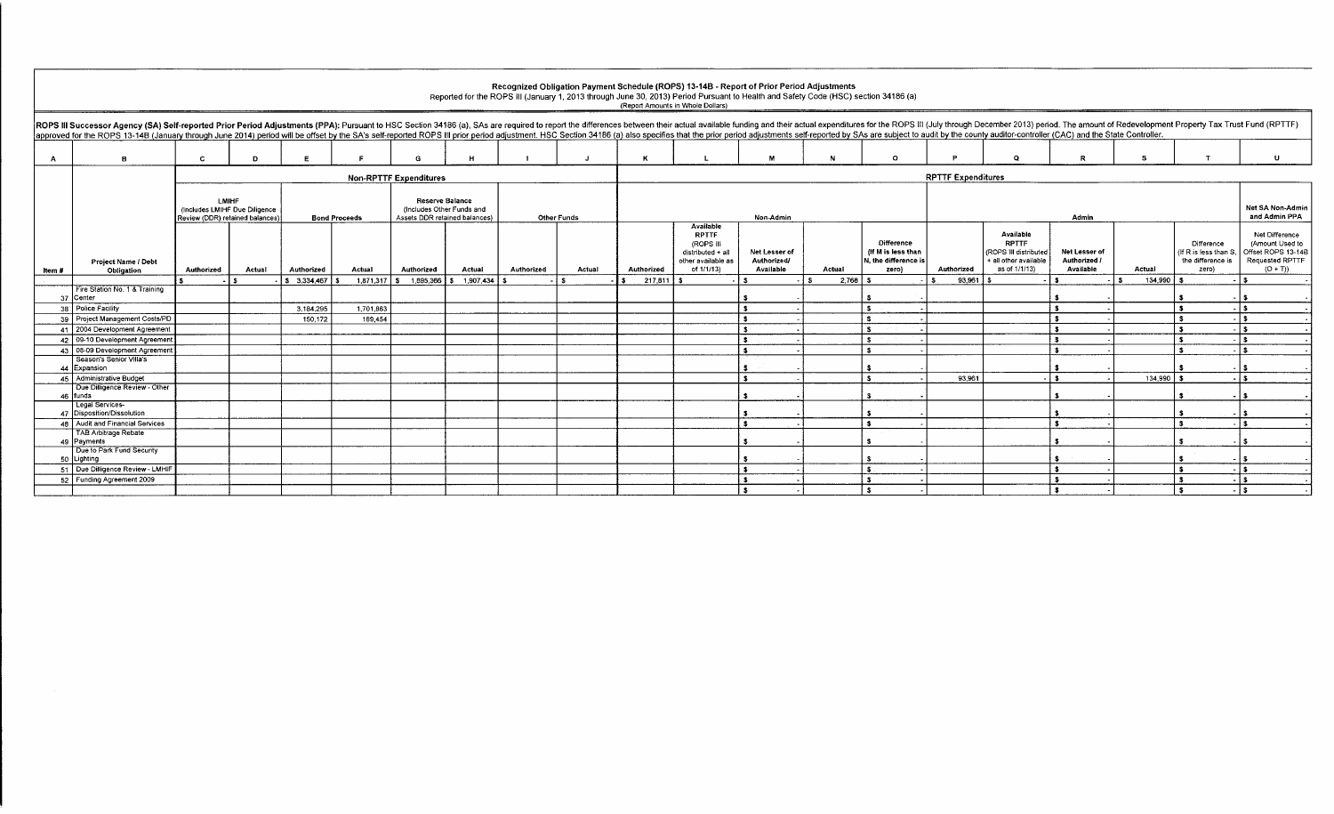# Recognized Obligation Payment Schedule (ROPS) 13-14B - Report of Prior Period Adjustments

Reported for the ROPS III (January 1, 2013 through June 30, 2013) Period Pursuant to Health and Safety Code (HSC) section 34186 (a)

(Report Amounts in Whole Dollars)

**ROPS III Successor Agency (SA) Self-reported Prior Period Adjustments (PPA):** Pursuant to HSC Section 34186 (a), SAs are required to report the differences between their actual available funding and their actual expenditures for the ROPS III (July through December 2013) period. The amount of Redevelopment Property Tax Trust Fund (RPTTF) approved for the ROPS 13-14B (January through June 2014) period will be offset by the SA's self-reported ROPS III prior period adjustment. HSC Section 34186 (a) also specifies that the prior period adjustments self-reported by SAs are subject to audit by the county auditor-controller (CAC) and the State Controller.

| A | B | C | D | E | F | G | H | I | J | K | L | M | N | O | P | Q | R | S | T | U |
|---|---|---|---|---|---|---|---|---|---|---|---|---|---|---|---|---|---|---|---|---|
| | | Non-RPTTF Expenditures | | | | | | | | RPTTF Expenditures | | | | | | | | | | |
| | | LMIHF (Includes LMIHF Due Diligence Review (DDR) retained balances) | | Bond Proceeds | | Reserve Balance (Includes Other Funds and Assets DDR retained balances) | | Other Funds | | Non-Admin | | | | | Admin | | | | | Net SA Non-Admin and Admin PPA |
| Item # | Project Name / Debt Obligation | Authorized | Actual | Authorized | Actual | Authorized | Actual | Authorized | Actual | Authorized | Available RPTTF (ROPS III distributed + all other available as of 1/1/13) | Net Lesser of Authorized/ Available | Actual | Difference (If M is less than N, the difference is zero) | Authorized | Available RPTTF (ROPS III distributed + all other available as of 1/1/13) | Net Lesser of Authorized / Available | Actual | Difference (If R is less than S, the difference is zero) | Net Difference (Amount Used to Offset ROPS 13-14B Requested RPTTF (O + T)) |
| | | $ - | $ - | $ 3,334,467 | $ 1,871,317 | $ 1,895,366 | $ 1,907,434 | $ - | $ - | $ 217,811 | $ - | $ - | $ 2,768 | $ - | $ 93,961 | $ - | $ - | $ 134,990 | $ - | $ - |
| 37 | Fire Station No. 1 & Training Center | | | | | | | | | | | $ - | | $ - | | | $ - | | $ - | $ - |
| 38 | Police Facility | | | 3,184,295 | 1,701,863 | | | | | | | $ - | | $ - | | | $ - | | $ - | $ - |
| 39 | Project Management Costs/PD | | | 150,172 | 169,454 | | | | | | | $ - | | $ - | | | $ - | | $ - | $ - |
| 41 | 2004 Development Agreement | | | | | | | | | | | $ - | | $ - | | | $ - | | $ - | $ - |
| 42 | 09-10 Development Agreement | | | | | | | | | | | $ - | | $ - | | | $ - | | $ - | $ - |
| 43 | 08-09 Development Agreement | | | | | | | | | | | $ - | | $ - | | | $ - | | $ - | $ - |
| 44 | Season's Senior Villa's Expansion | | | | | | | | | | | $ - | | $ - | | | $ - | | $ - | $ - |
| 45 | Administrative Budget | | | | | | | | | | | $ - | | $ - | 93,961 | - | $ - | 134,990 | $ - | $ - |
| 46 | Due Diligence Review - Other funds | | | | | | | | | | | $ - | | $ - | | | $ - | | $ - | $ - |
| 47 | Legal Services-Disposition/Dissolution | | | | | | | | | | | $ - | | $ - | | | $ - | | $ - | $ - |
| 48 | Audit and Financial Services | | | | | | | | | | | $ - | | $ - | | | $ - | | $ - | $ - |
| 49 | TAB Arbitrage Rebate Payments | | | | | | | | | | | $ - | | $ - | | | $ - | | $ - | $ - |
| 50 | Due to Park Fund Security Lighting | | | | | | | | | | | $ - | | $ - | | | $ - | | $ - | $ - |
| 51 | Due Diligence Review - LMIHF | | | | | | | | | | | $ - | | $ - | | | $ - | | $ - | $ - |
| 52 | Funding Agreement 2009 | | | | | | | | | | | $ - | | $ - | | | $ - | | $ - | $ - |
| | | | | | | | | | | | | $ - | | $ - | | | $ - | | $ - | $ - |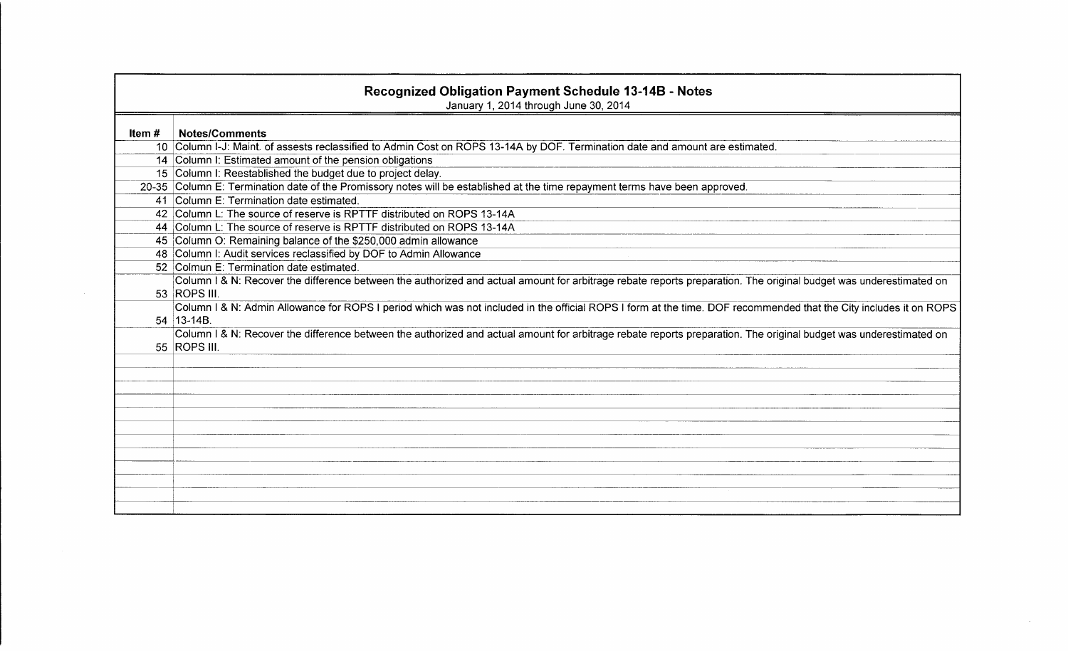## Recognized Obligation Payment Schedule 13-14B - Notes

January 1, 2014 through June 30, 2014

| Item # | Notes/Comments |
|---|---|
| 10 | Column I-J: Maint. of assests reclassified to Admin Cost on ROPS 13-14A by DOF. Termination date and amount are estimated. |
| 14 | Column I: Estimated amount of the pension obligations |
| 15 | Column I: Reestablished the budget due to project delay. |
| 20-35 | Column E: Termination date of the Promissory notes will be established at the time repayment terms have been approved. |
| 41 | Column E: Termination date estimated. |
| 42 | Column L: The source of reserve is RPTTF distributed on ROPS 13-14A |
| 44 | Column L: The source of reserve is RPTTF distributed on ROPS 13-14A |
| 45 | Column O: Remaining balance of the $250,000 admin allowance |
| 48 | Column I: Audit services reclassified by DOF to Admin Allowance |
| 52 | Colmun E: Termination date estimated. |
| 53 | Column I & N: Recover the difference between the authorized and actual amount for arbitrage rebate reports preparation. The original budget was underestimated on ROPS III. |
| 54 | Column I & N: Admin Allowance for ROPS I period which was not included in the official ROPS I form at the time. DOF recommended that the City includes it on ROPS 13-14B. |
| 55 | Column I & N: Recover the difference between the authorized and actual amount for arbitrage rebate reports preparation. The original budget was underestimated on ROPS III. |